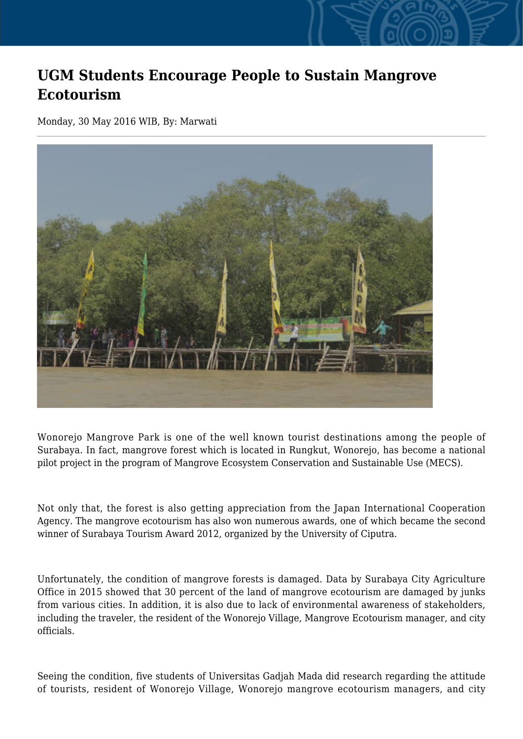# UGM Students Encourage People to Sustain Mangrove Ecotourism

Monday, 30 May 2016 WIB, By: Marwati

Wonorejo Mangrove Park is one of the well known tourist destinations among the people of Surabaya. In fact, mangrove forest which is located in Rungkut, Wonorejo, has become a national pilot project in the program of Mangrove Ecosystem Conservation and Sustainable Use (MECS).

Not only that, the forest is also getting appreciation from the Japan International Cooperation Agency. The mangrove ecotourism has also won numerous awards, one of which became the second winner of Surabaya Tourism Award 2012, organized by the University of Ciputra.

Unfortunately, the condition of mangrove forests is damaged. Data by Surabaya City Agriculture Office in 2015 showed that 30 percent of the land of mangrove ecotourism are damaged by junks from various cities. In addition, it is also due to lack of environmental awareness of stakeholders, including the traveler, the resident of the Wonorejo Village, Mangrove Ecotourism manager, and city officials.

Seeing the condition, five students of Universitas Gadjah Mada did research regarding the attitude of tourists, resident of Wonorejo Village, Wonorejo mangrove ecotourism managers, and city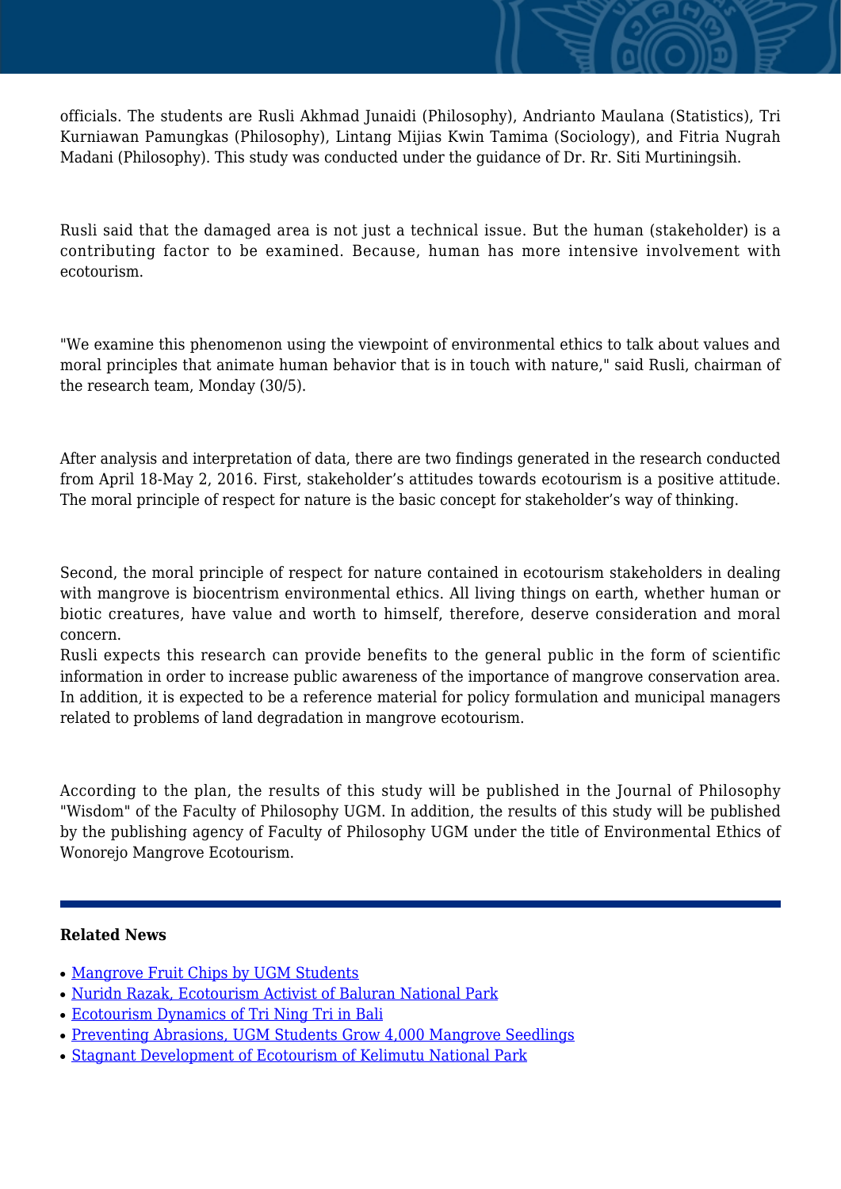officials. The students are Rusli Akhmad Junaidi (Philosophy), Andrianto Maulana (Statistics), Tri Kurniawan Pamungkas (Philosophy), Lintang Mijias Kwin Tamima (Sociology), and Fitria Nugrah Madani (Philosophy). This study was conducted under the guidance of Dr. Rr. Siti Murtiningsih.

Rusli said that the damaged area is not just a technical issue. But the human (stakeholder) is a contributing factor to be examined. Because, human has more intensive involvement with ecotourism.

"We examine this phenomenon using the viewpoint of environmental ethics to talk about values and moral principles that animate human behavior that is in touch with nature," said Rusli, chairman of the research team, Monday (30/5).

After analysis and interpretation of data, there are two findings generated in the research conducted from April 18-May 2, 2016. First, stakeholder's attitudes towards ecotourism is a positive attitude. The moral principle of respect for nature is the basic concept for stakeholder's way of thinking.

Second, the moral principle of respect for nature contained in ecotourism stakeholders in dealing with mangrove is biocentrism environmental ethics. All living things on earth, whether human or biotic creatures, have value and worth to himself, therefore, deserve consideration and moral concern.
Rusli expects this research can provide benefits to the general public in the form of scientific information in order to increase public awareness of the importance of mangrove conservation area. In addition, it is expected to be a reference material for policy formulation and municipal managers related to problems of land degradation in mangrove ecotourism.

According to the plan, the results of this study will be published in the Journal of Philosophy "Wisdom" of the Faculty of Philosophy UGM. In addition, the results of this study will be published by the publishing agency of Faculty of Philosophy UGM under the title of Environmental Ethics of Wonorejo Mangrove Ecotourism.

---

**Related News**

- Mangrove Fruit Chips by UGM Students
- Nuridn Razak, Ecotourism Activist of Baluran National Park
- Ecotourism Dynamics of Tri Ning Tri in Bali
- Preventing Abrasions, UGM Students Grow 4,000 Mangrove Seedlings
- Stagnant Development of Ecotourism of Kelimutu National Park